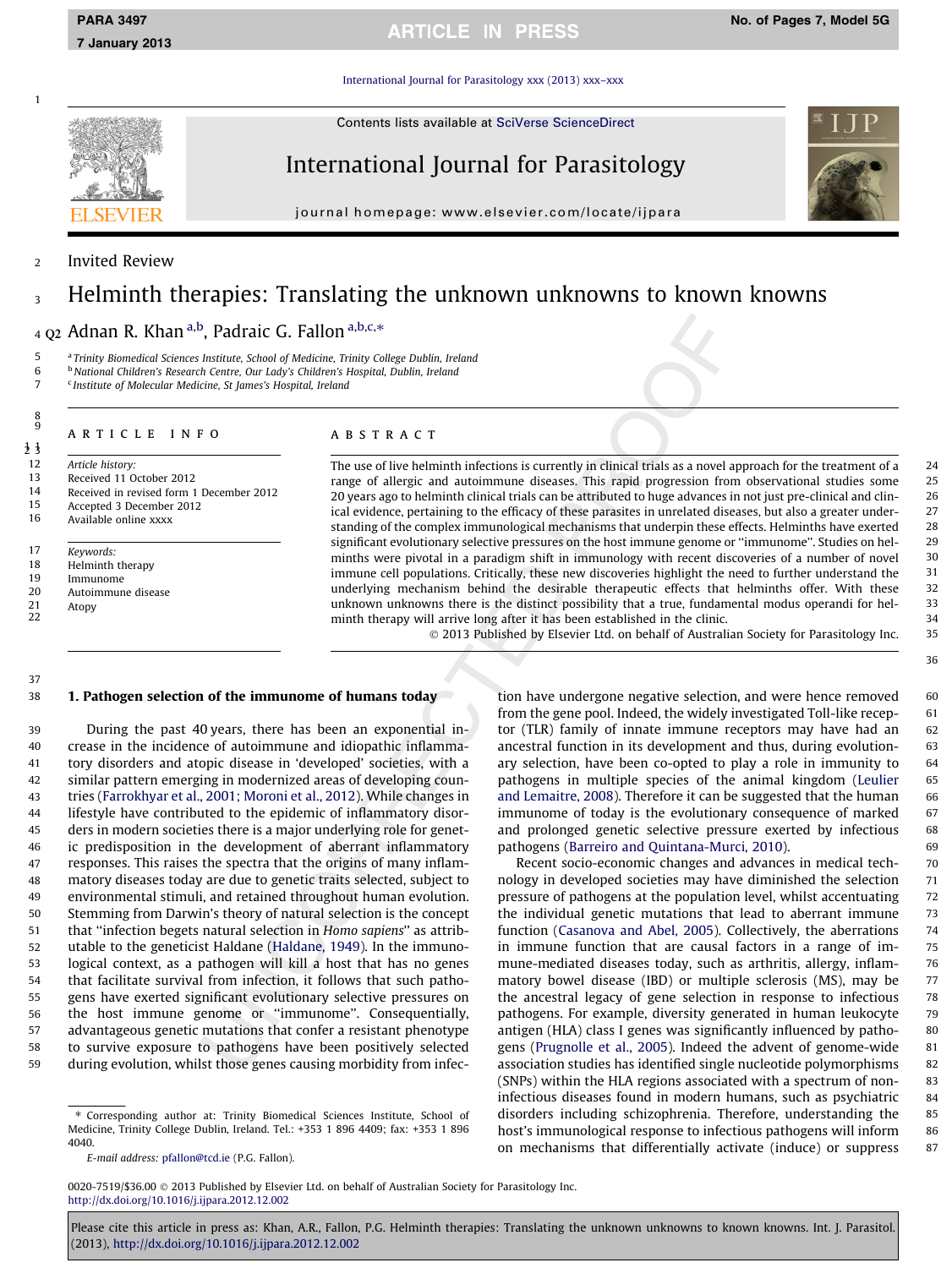Invited Review

# Helminth therapies: Translating the unknown unknowns to known knowns

Adnan R. Khan [a,b], Padraic G. Fallon [a,b,c,*]

[a] Trinity Biomedical Sciences Institute, School of Medicine, Trinity College Dublin, Ireland
[b] National Children's Research Centre, Our Lady's Children's Hospital, Dublin, Ireland
[c] Institute of Molecular Medicine, St James's Hospital, Ireland

**ARTICLE INFO**

*Article history:*
Received 11 October 2012
Received in revised form 1 December 2012
Accepted 3 December 2012
Available online xxxx

*Keywords:*
Helminth therapy
Immunome
Autoimmune disease
Atopy

**ABSTRACT**

The use of live helminth infections is currently in clinical trials as a novel approach for the treatment of a range of allergic and autoimmune diseases. This rapid progression from observational studies some 20 years ago to helminth clinical trials can be attributed to huge advances in not just pre-clinical and clinical evidence, pertaining to the efficacy of these parasites in unrelated diseases, but also a greater understanding of the complex immunological mechanisms that underpin these effects. Helminths have exerted significant evolutionary selective pressures on the host immune genome or "immunome". Studies on helminths were pivotal in a paradigm shift in immunology with recent discoveries of a number of novel immune cell populations. Critically, these new discoveries highlight the need to further understand the underlying mechanism behind the desirable therapeutic effects that helminths offer. With these unknown unknowns there is the distinct possibility that a true, fundamental modus operandi for helminth therapy will arrive long after it has been established in the clinic.

© 2013 Published by Elsevier Ltd. on behalf of Australian Society for Parasitology Inc.

## 1. Pathogen selection of the immunome of humans today

During the past 40 years, there has been an exponential increase in the incidence of autoimmune and idiopathic inflammatory disorders and atopic disease in 'developed' societies, with a similar pattern emerging in modernized areas of developing countries (Farrokhyar et al., 2001; Moroni et al., 2012). While changes in lifestyle have contributed to the epidemic of inflammatory disorders in modern societies there is a major underlying role for genetic predisposition in the development of aberrant inflammatory responses. This raises the spectra that the origins of many inflammatory diseases today are due to genetic traits selected, subject to environmental stimuli, and retained throughout human evolution. Stemming from Darwin's theory of natural selection is the concept that "infection begets natural selection in *Homo sapiens*" as attributable to the geneticist Haldane (Haldane, 1949). In the immunological context, as a pathogen will kill a host that has no genes that facilitate survival from infection, it follows that such pathogens have exerted significant evolutionary selective pressures on the host immune genome or "immunome". Consequentially, advantageous genetic mutations that confer a resistant phenotype to survive exposure to pathogens have been positively selected during evolution, whilst those genes causing morbidity from infection have undergone negative selection, and were hence removed from the gene pool. Indeed, the widely investigated Toll-like receptor (TLR) family of innate immune receptors may have had an ancestral function in its development and thus, during evolutionary selection, have been co-opted to play a role in immunity to pathogens in multiple species of the animal kingdom (Leulier and Lemaitre, 2008). Therefore it can be suggested that the human immunome of today is the evolutionary consequence of marked and prolonged genetic selective pressure exerted by infectious pathogens (Barreiro and Quintana-Murci, 2010).

Recent socio-economic changes and advances in medical technology in developed societies may have diminished the selection pressure of pathogens at the population level, whilst accentuating the individual genetic mutations that lead to aberrant immune function (Casanova and Abel, 2005). Collectively, the aberrations in immune function that are causal factors in a range of immune-mediated diseases today, such as arthritis, allergy, inflammatory bowel disease (IBD) or multiple sclerosis (MS), may be the ancestral legacy of gene selection in response to infectious pathogens. For example, diversity generated in human leukocyte antigen (HLA) class I genes was significantly influenced by pathogens (Prugnolle et al., 2005). Indeed the advent of genome-wide association studies has identified single nucleotide polymorphisms (SNPs) within the HLA regions associated with a spectrum of non-infectious diseases found in modern humans, such as psychiatric disorders including schizophrenia. Therefore, understanding the host's immunological response to infectious pathogens will inform on mechanisms that differentially activate (induce) or suppress

\* Corresponding author at: Trinity Biomedical Sciences Institute, School of Medicine, Trinity College Dublin, Ireland. Tel.: +353 1 896 4409; fax: +353 1 896 4040.

*E-mail address:* pfallon@tcd.ie (P.G. Fallon).

0020-7519/$36.00 © 2013 Published by Elsevier Ltd. on behalf of Australian Society for Parasitology Inc.
http://dx.doi.org/10.1016/j.ijpara.2012.12.002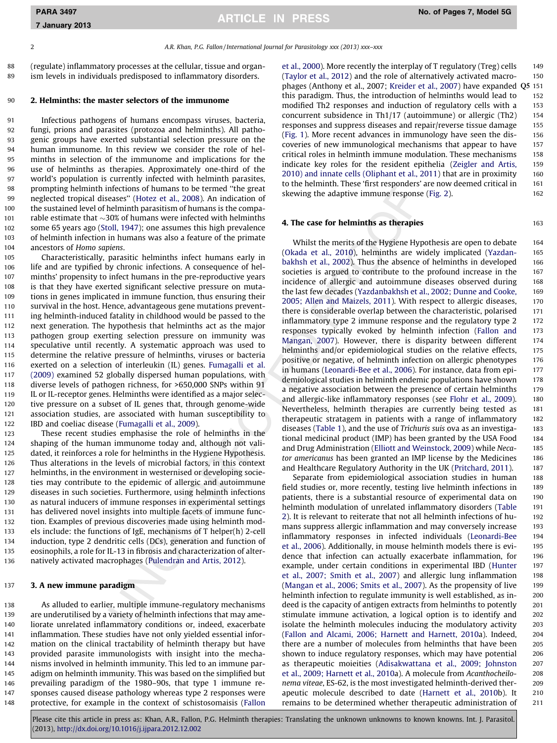(regulate) inflammatory processes at the cellular, tissue and organism levels in individuals predisposed to inflammatory disorders.

## 2. Helminths: the master selectors of the immunome

Infectious pathogens of humans encompass viruses, bacteria, fungi, prions and parasites (protozoa and helminths). All pathogenic groups have exerted substantial selection pressure on the human immunome. In this review we consider the role of helminths in selection of the immunome and implications for the use of helminths as therapies. Approximately one-third of the world's population is currently infected with helminth parasites, prompting helminth infections of humans to be termed "the great neglected tropical diseases" (Hotez et al., 2008). An indication of the sustained level of helminth parasitism of humans is the comparable estimate that ~30% of humans were infected with helminths some 65 years ago (Stoll, 1947); one assumes this high prevalence of helminth infection in humans was also a feature of the primate ancestors of *Homo sapiens*.

Characteristically, parasitic helminths infect humans early in life and are typified by chronic infections. A consequence of helminths' propensity to infect humans in the pre-reproductive years is that they have exerted significant selective pressure on mutations in genes implicated in immune function, thus ensuring their survival in the host. Hence, advantageous gene mutations preventing helminth-induced fatality in childhood would be passed to the next generation. The hypothesis that helminths act as the major pathogen group exerting selection pressure on immunity was speculative until recently. A systematic approach was used to determine the relative pressure of helminths, viruses or bacteria exerted on a selection of interleukin (IL) genes. Fumagalli et al. (2009) examined 52 globally dispersed human populations, with diverse levels of pathogen richness, for >650,000 SNPs within 91 IL or IL-receptor genes. Helminths were identified as a major selective pressure on a subset of IL genes that, through genome-wide association studies, are associated with human susceptibility to IBD and coeliac disease (Fumagalli et al., 2009).

These recent studies emphasise the role of helminths in the shaping of the human immunome today and, although not validated, it reinforces a role for helminths in the Hygiene Hypothesis. Thus alterations in the levels of microbial factors, in this context helminths, in the environment in westernised or developing societies may contribute to the epidemic of allergic and autoimmune diseases in such societies. Furthermore, using helminth infections as natural inducers of immune responses in experimental settings has delivered novel insights into multiple facets of immune function. Examples of previous discoveries made using helminth models include: the functions of IgE, mechanisms of T helper(h) 2-cell induction, type 2 dendritic cells (DCs), generation and function of eosinophils, a role for IL-13 in fibrosis and characterization of alternatively activated macrophages (Pulendran and Artis, 2012).

## 3. A new immune paradigm

As alluded to earlier, multiple immune-regulatory mechanisms are underutilised by a variety of helminth infections that may ameliorate unrelated inflammatory conditions or, indeed, exacerbate inflammation. These studies have not only yielded essential information on the clinical tractability of helminth therapy but have provided parasite immunologists with insight into the mechanisms involved in helminth immunity. This led to an immune paradigm on helminth immunity. This was based on the simplified but prevailing paradigm of the 1980–90s, that type 1 immune responses caused disease pathology whereas type 2 responses were protective, for example in the context of schistosomaisis (Fallon et al., 2000). More recently the interplay of T regulatory (Treg) cells (Taylor et al., 2012) and the role of alternatively activated macrophages (Anthony et al., 2007; Kreider et al., 2007) have expanded this paradigm. Thus, the introduction of helminths would lead to modified Th2 responses and induction of regulatory cells with a concurrent subsidence in Th1/17 (autoimmune) or allergic (Th2) responses and suppress diseases and repair/reverse tissue damage (Fig. 1). More recent advances in immunology have seen the discoveries of new immunological mechanisms that appear to have critical roles in helminth immune modulation. These mechanisms indicate key roles for the resident epithelia (Zeigler and Artis, 2010) and innate cells (Oliphant et al., 2011) that are in proximity to the helminth. These 'first responders' are now deemed critical in skewing the adaptive immune response (Fig. 2).

## 4. The case for helminths as therapies

Whilst the merits of the Hygiene Hypothesis are open to debate (Okada et al., 2010), helminths are widely implicated (Yazdanbakhsh et al., 2002). Thus the absence of helminths in developed societies is argued to contribute to the profound increase in the incidence of allergic and autoimmune diseases observed during the last few decades (Yazdanbakhsh et al., 2002; Dunne and Cooke, 2005; Allen and Maizels, 2011). With respect to allergic diseases, there is considerable overlap between the characteristic, polarised inflammatory type 2 immune response and the regulatory type 2 responses typically evoked by helminth infection (Fallon and Mangan, 2007). However, there is disparity between different helminths and/or epidemiological studies on the relative effects, positive or negative, of helminth infection on allergic phenotypes in humans (Leonardi-Bee et al., 2006). For instance, data from epidemiological studies in helminth endemic populations have shown a negative association between the presence of certain helminths and allergic-like inflammatory responses (see Flohr et al., 2009). Nevertheless, helminth therapies are currently being tested as therapeutic stratagem in patients with a range of inflammatory diseases (Table 1), and the use of *Trichuris suis* ova as an investigational medicinal product (IMP) has been granted by the USA Food and Drug Administration (Elliott and Weinstock, 2009) while *Necator americanus* has been granted an IMP license by the Medicines and Healthcare Regulatory Authority in the UK (Pritchard, 2011).

Separate from epidemiological association studies in human field studies or, more recently, testing live helminth infections in patients, there is a substantial resource of experimental data on helminth modulation of unrelated inflammatory disorders (Table 2). It is relevant to reiterate that not all helminth infections of humans suppress allergic inflammation and may conversely increase inflammatory responses in infected individuals (Leonardi-Bee et al., 2006). Additionally, in mouse helminth models there is evidence that infection can actually exacerbate inflammation, for example, under certain conditions in experimental IBD (Hunter et al., 2007; Smith et al., 2007) and allergic lung inflammation (Mangan et al., 2006; Smits et al., 2007). As the propensity of live helminth infection to regulate immunity is well established, as indeed is the capacity of antigen extracts from helminths to potently stimulate immune activation, a logical option is to identify and isolate the helminth molecules inducing the modulatory activity (Fallon and Alcami, 2006; Harnett and Harnett, 2010a). Indeed, there are a number of molecules from helminths that have been shown to induce regulatory responses, which may have potential as therapeutic moieities (Adisakwattana et al., 2009; Johnston et al., 2009; Harnett et al., 2010a). A molecule from *Acanthocheilonema viteae*, ES-62, is the most investigated helminth-derived therapeutic molecule described to date (Harnett et al., 2010b). It remains to be determined whether therapeutic administration of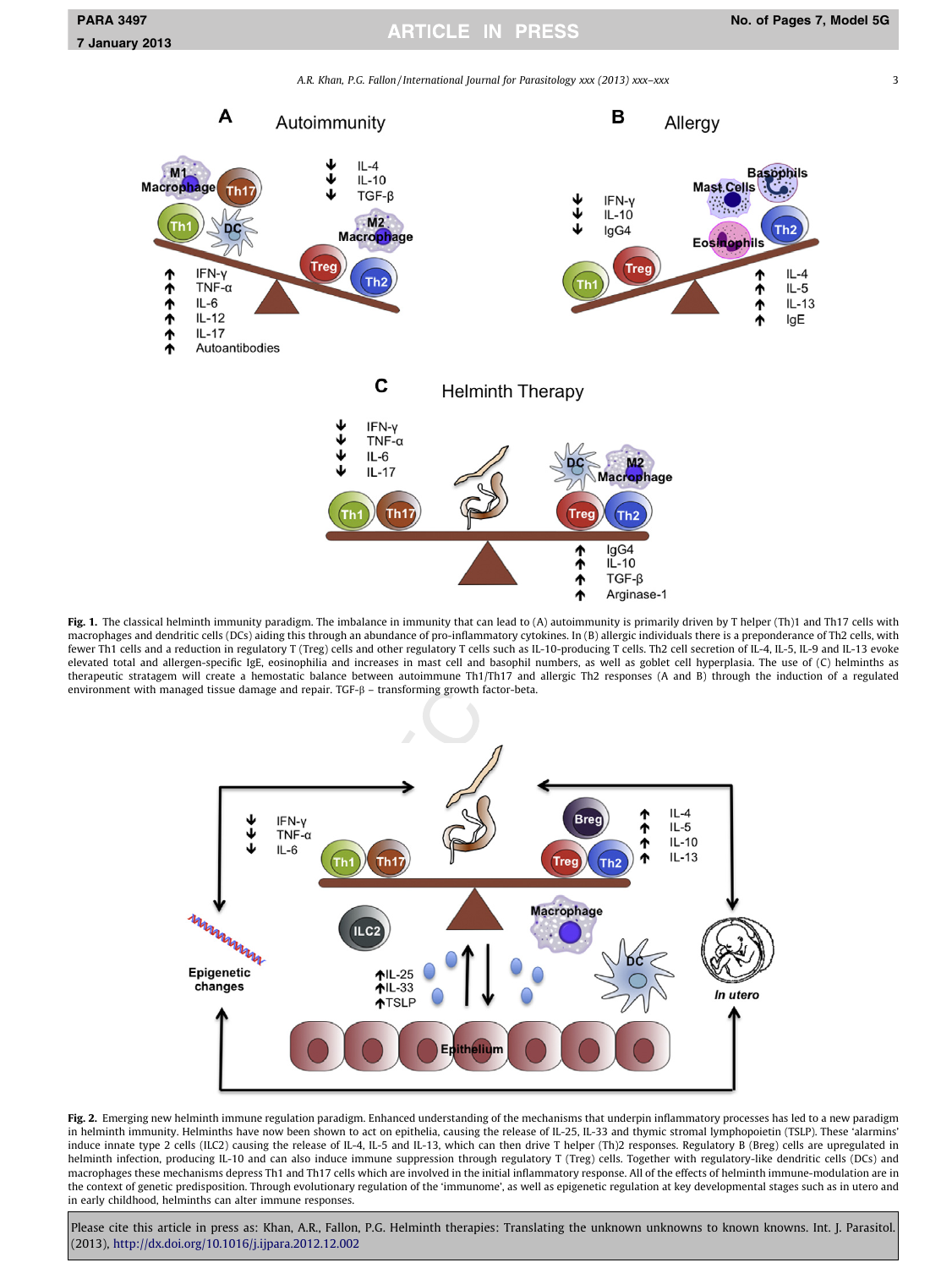**Fig. 1.** The classical helminth immunity paradigm. The imbalance in immunity that can lead to (A) autoimmunity is primarily driven by T helper (Th)1 and Th17 cells with macrophages and dendritic cells (DCs) aiding this through an abundance of pro-inflammatory cytokines. In (B) allergic individuals there is a preponderance of Th2 cells, with fewer Th1 cells and a reduction in regulatory T (Treg) cells and other regulatory T cells such as IL-10-producing T cells. Th2 cell secretion of IL-4, IL-5, IL-9 and IL-13 evoke elevated total and allergen-specific IgE, eosinophilia and increases in mast cell and basophil numbers, as well as goblet cell hyperplasia. The use of (C) helminths as therapeutic stratagem will create a hemostatic balance between autoimmune Th1/Th17 and allergic Th2 responses (A and B) through the induction of a regulated environment with managed tissue damage and repair. TGF-β – transforming growth factor-beta.

**Fig. 2.** Emerging new helminth immune regulation paradigm. Enhanced understanding of the mechanisms that underpin inflammatory processes has led to a new paradigm in helminth immunity. Helminths have now been shown to act on epithelia, causing the release of IL-25, IL-33 and thymic stromal lymphopoietin (TSLP). These 'alarmins' induce innate type 2 cells (ILC2) causing the release of IL-4, IL-5 and IL-13, which can then drive T helper (Th)2 responses. Regulatory B (Breg) cells are upregulated in helminth infection, producing IL-10 and can also induce immune suppression through regulatory T (Treg) cells. Together with regulatory-like dendritic cells (DCs) and macrophages these mechanisms depress Th1 and Th17 cells which are involved in the initial inflammatory response. All of the effects of helminth immune-modulation are in the context of genetic predisposition. Through evolutionary regulation of the 'immunome', as well as epigenetic regulation at key developmental stages such as in utero and in early childhood, helminths can alter immune responses.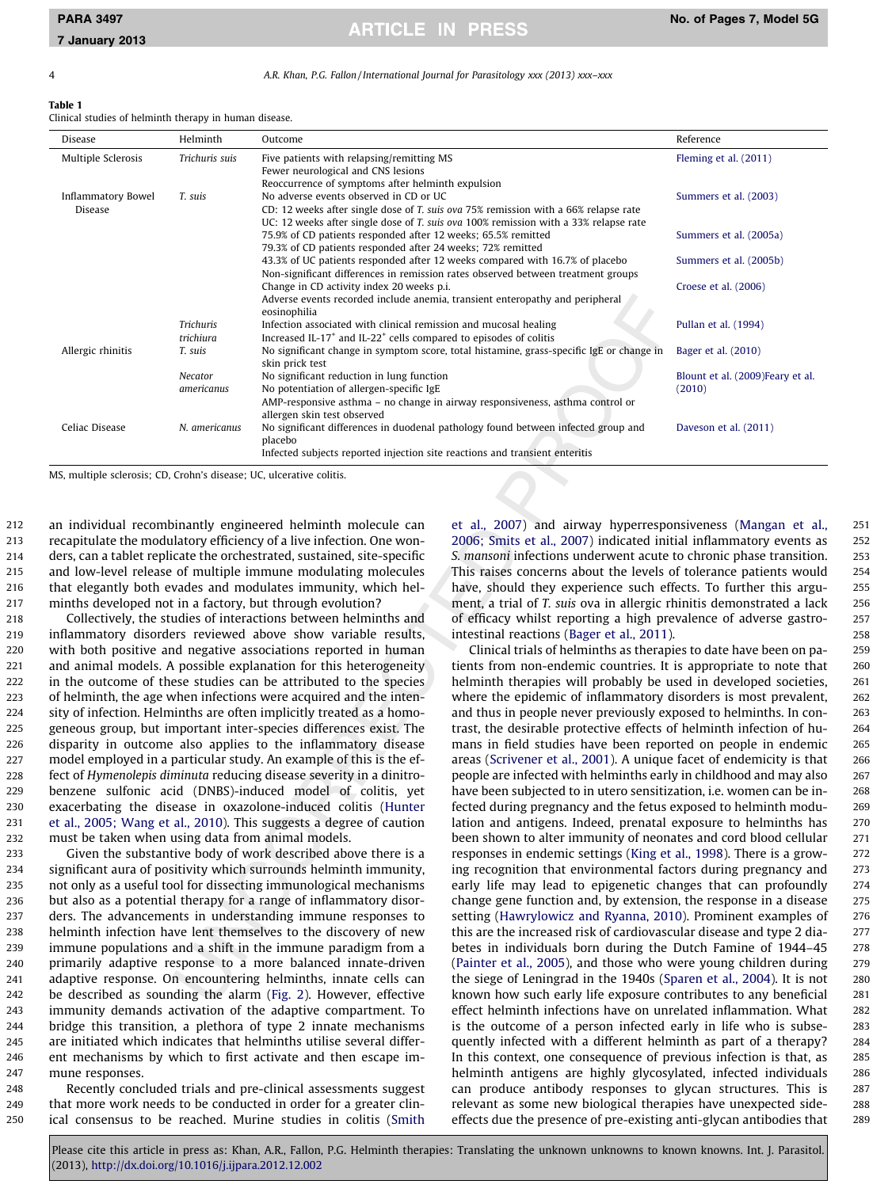**Table 1**
Clinical studies of helminth therapy in human disease.

| Disease | Helminth | Outcome | Reference |
|---|---|---|---|
| Multiple Sclerosis | *Trichuris suis* | Five patients with relapsing/remitting MS<br>Fewer neurological and CNS lesions<br>Reoccurrence of symptoms after helminth expulsion | Fleming et al. (2011) |
| Inflammatory Bowel Disease | *T. suis* | No adverse events observed in CD or UC<br>CD: 12 weeks after single dose of *T. suis ova* 75% remission with a 66% relapse rate<br>UC: 12 weeks after single dose of *T. suis ova* 100% remission with a 33% relapse rate | Summers et al. (2003) |
| | | 75.9% of CD patients responded after 12 weeks; 65.5% remitted<br>79.3% of CD patients responded after 24 weeks; 72% remitted | Summers et al. (2005a) |
| | | 43.3% of UC patients responded after 12 weeks compared with 16.7% of placebo<br>Non-significant differences in remission rates observed between treatment groups | Summers et al. (2005b) |
| | | Change in CD activity index 20 weeks p.i.<br>Adverse events recorded include anemia, transient enteropathy and peripheral eosinophilia | Croese et al. (2006) |
| | *Trichuris trichiura* | Infection associated with clinical remission and mucosal healing<br>Increased IL-17[+] and IL-22[+] cells compared to episodes of colitis | Pullan et al. (1994) |
| Allergic rhinitis | *T. suis* | No significant change in symptom score, total histamine, grass-specific IgE or change in skin prick test | Bager et al. (2010) |
| | *Necator americanus* | No significant reduction in lung function<br>No potentiation of allergen-specific IgE<br>AMP-responsive asthma – no change in airway responsiveness, asthma control or allergen skin test observed | Blount et al. (2009)Feary et al. (2010) |
| Celiac Disease | *N. americanus* | No significant differences in duodenal pathology found between infected group and placebo<br>Infected subjects reported injection site reactions and transient enteritis | Daveson et al. (2011) |

MS, multiple sclerosis; CD, Crohn's disease; UC, ulcerative colitis.

an individual recombinantly engineered helminth molecule can recapitulate the modulatory efficiency of a live infection. One wonders, can a tablet replicate the orchestrated, sustained, site-specific and low-level release of multiple immune modulating molecules that elegantly both evades and modulates immunity, which helminths developed not in a factory, but through evolution?

Collectively, the studies of interactions between helminths and inflammatory disorders reviewed above show variable results, with both positive and negative associations reported in human and animal models. A possible explanation for this heterogeneity in the outcome of these studies can be attributed to the species of helminth, the age when infections were acquired and the intensity of infection. Helminths are often implicitly treated as a homogeneous group, but important inter-species differences exist. The disparity in outcome also applies to the inflammatory disease model employed in a particular study. An example of this is the effect of *Hymenolepis diminuta* reducing disease severity in a dinitrobenzene sulfonic acid (DNBS)-induced model of colitis, yet exacerbating the disease in oxazolone-induced colitis (Hunter et al., 2005; Wang et al., 2010). This suggests a degree of caution must be taken when using data from animal models.

Given the substantive body of work described above there is a significant aura of positivity which surrounds helminth immunity, not only as a useful tool for dissecting immunological mechanisms but also as a potential therapy for a range of inflammatory disorders. The advancements in understanding immune responses to helminth infection have lent themselves to the discovery of new immune populations and a shift in the immune paradigm from a primarily adaptive response to a more balanced innate-driven adaptive response. On encountering helminths, innate cells can be described as sounding the alarm (Fig. 2). However, effective immunity demands activation of the adaptive compartment. To bridge this transition, a plethora of type 2 innate mechanisms are initiated which indicates that helminths utilise several different mechanisms by which to first activate and then escape immune responses.

Recently concluded trials and pre-clinical assessments suggest that more work needs to be conducted in order for a greater clinical consensus to be reached. Murine studies in colitis (Smith et al., 2007) and airway hyperresponsiveness (Mangan et al., 2006; Smits et al., 2007) indicated initial inflammatory events as *S. mansoni* infections underwent acute to chronic phase transition. This raises concerns about the levels of tolerance patients would have, should they experience such effects. To further this argument, a trial of *T. suis* ova in allergic rhinitis demonstrated a lack of efficacy whilst reporting a high prevalence of adverse gastrointestinal reactions (Bager et al., 2011).

Clinical trials of helminths as therapies to date have been on patients from non-endemic countries. It is appropriate to note that helminth therapies will probably be used in developed societies, where the epidemic of inflammatory disorders is most prevalent, and thus in people never previously exposed to helminths. In contrast, the desirable protective effects of helminth infection of humans in field studies have been reported on people in endemic areas (Scrivener et al., 2001). A unique facet of endemicity is that people are infected with helminths early in childhood and may also have been subjected to in utero sensitization, i.e. women can be infected during pregnancy and the fetus exposed to helminth modulation and antigens. Indeed, prenatal exposure to helminths has been shown to alter immunity of neonates and cord blood cellular responses in endemic settings (King et al., 1998). There is a growing recognition that environmental factors during pregnancy and early life may lead to epigenetic changes that can profoundly change gene function and, by extension, the response in a disease setting (Hawrylowicz and Ryanna, 2010). Prominent examples of this are the increased risk of cardiovascular disease and type 2 diabetes in individuals born during the Dutch Famine of 1944–45 (Painter et al., 2005), and those who were young children during the siege of Leningrad in the 1940s (Sparen et al., 2004). It is not known how such early life exposure contributes to any beneficial effect helminth infections have on unrelated inflammation. What is the outcome of a person infected early in life who is subsequently infected with a different helminth as part of a therapy? In this context, one consequence of previous infection is that, as helminth antigens are highly glycosylated, infected individuals can produce antibody responses to glycan structures. This is relevant as some new biological therapies have unexpected side-effects due the presence of pre-existing anti-glycan antibodies that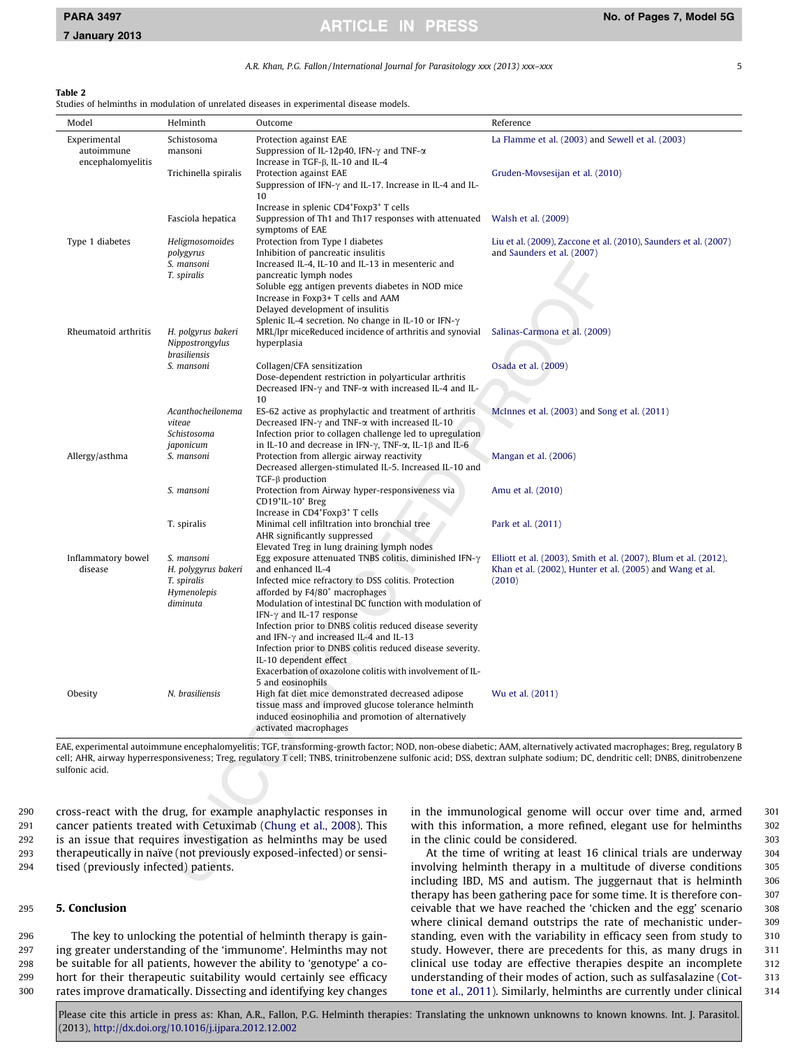**Table 2**
Studies of helminths in modulation of unrelated diseases in experimental disease models.

| Model | Helminth | Outcome | Reference |
|---|---|---|---|
| Experimental autoimmune encephalomyelitis | Schistosoma mansoni | Protection against EAE<br>Suppression of IL-12p40, IFN-γ and TNF-α<br>Increase in TGF-β, IL-10 and IL-4 | La Flamme et al. (2003) and Sewell et al. (2003) |
| | Trichinella spiralis | Protection against EAE<br>Suppression of IFN-γ and IL-17. Increase in IL-4 and IL-10<br>Increase in splenic CD4+Foxp3+ T cells | Gruden-Movsesijan et al. (2010) |
| | Fasciola hepatica | Suppression of Th1 and Th17 responses with attenuated symptoms of EAE | Walsh et al. (2009) |
| Type 1 diabetes | *Heligmosomoides polygyrus*<br>*S. mansoni*<br>*T. spiralis* | Protection from Type I diabetes<br>Inhibition of pancreatic insulitis<br>Increased IL-4, IL-10 and IL-13 in mesenteric and pancreatic lymph nodes<br>Soluble egg antigen prevents diabetes in NOD mice<br>Increase in Foxp3+ T cells and AAM<br>Delayed development of insulitis<br>Splenic IL-4 secretion. No change in IL-10 or IFN-γ | Liu et al. (2009), Zaccone et al. (2010), Saunders et al. (2007) and Saunders et al. (2007) |
| Rheumatoid arthritis | *H. polgyrus bakeri*<br>*Nippostrongylus brasiliensis* | MRL/lpr miceReduced incidence of arthritis and synovial hyperplasia | Salinas-Carmona et al. (2009) |
| | *S. mansoni* | Collagen/CFA sensitization<br>Dose-dependent restriction in polyarticular arthritis<br>Decreased IFN-γ and TNF-α with increased IL-4 and IL-10 | Osada et al. (2009) |
| | *Acanthocheilonema viteae*<br>*Schistosoma japonicum* | ES-62 active as prophylactic and treatment of arthritis<br>Decreased IFN-γ and TNF-α with increased IL-10<br>Infection prior to collagen challenge led to upregulation in IL-10 and decrease in IFN-γ, TNF-α, IL-1β and IL-6 | McInnes et al. (2003) and Song et al. (2011) |
| Allergy/asthma | *S. mansoni* | Protection from allergic airway reactivity<br>Decreased allergen-stimulated IL-5. Increased IL-10 and TGF-β production | Mangan et al. (2006) |
| | *S. mansoni* | Protection from Airway hyper-responsiveness via CD19+IL-10+ Breg<br>Increase in CD4+Foxp3+ T cells | Amu et al. (2010) |
| | T. spiralis | Minimal cell infiltration into bronchial tree<br>AHR significantly suppressed<br>Elevated Treg in lung draining lymph nodes | Park et al. (2011) |
| Inflammatory bowel disease | *S. mansoni*<br>*H. polygyrus bakeri*<br>*T. spiralis*<br>*Hymenolepis diminuta* | Egg exposure attenuated TNBS colitis, diminished IFN-γ and enhanced IL-4<br>Infected mice refractory to DSS colitis. Protection afforded by F4/80+ macrophages<br>Modulation of intestinal DC function with modulation of IFN-γ and IL-17 response<br>Infection prior to DNBS colitis reduced disease severity and IFN-γ and increased IL-4 and IL-13<br>Infection prior to DNBS colitis reduced disease severity. IL-10 dependent effect<br>Exacerbation of oxazolone colitis with involvement of IL-5 and eosinophils | Elliott et al. (2003), Smith et al. (2007), Blum et al. (2012), Khan et al. (2002), Hunter et al. (2005) and Wang et al. (2010) |
| Obesity | *N. brasiliensis* | High fat diet mice demonstrated decreased adipose tissue mass and improved glucose tolerance helminth induced eosinophilia and promotion of alternatively activated macrophages | Wu et al. (2011) |

EAE, experimental autoimmune encephalomyelitis; TGF, transforming-growth factor; NOD, non-obese diabetic; AAM, alternatively activated macrophages; Breg, regulatory B cell; AHR, airway hyperresponsiveness; Treg, regulatory T cell; TNBS, trinitrobenzene sulfonic acid; DSS, dextran sulphate sodium; DC, dendritic cell; DNBS, dinitrobenzene sulfonic acid.

cross-react with the drug, for example anaphylactic responses in cancer patients treated with Cetuximab (Chung et al., 2008). This is an issue that requires investigation as helminths may be used therapeutically in naïve (not previously exposed-infected) or sensitised (previously infected) patients.

## 5. Conclusion

The key to unlocking the potential of helminth therapy is gaining greater understanding of the 'immunome'. Helminths may not be suitable for all patients, however the ability to 'genotype' a cohort for their therapeutic suitability would certainly see efficacy rates improve dramatically. Dissecting and identifying key changes in the immunological genome will occur over time and, armed with this information, a more refined, elegant use for helminths in the clinic could be considered.

At the time of writing at least 16 clinical trials are underway involving helminth therapy in a multitude of diverse conditions including IBD, MS and autism. The juggernaut that is helminth therapy has been gathering pace for some time. It is therefore conceivable that we have reached the 'chicken and the egg' scenario where clinical demand outstrips the rate of mechanistic understanding, even with the variability in efficacy seen from study to study. However, there are precedents for this, as many drugs in clinical use today are effective therapies despite an incomplete understanding of their modes of action, such as sulfasalazine (Cottone et al., 2011). Similarly, helminths are currently under clinical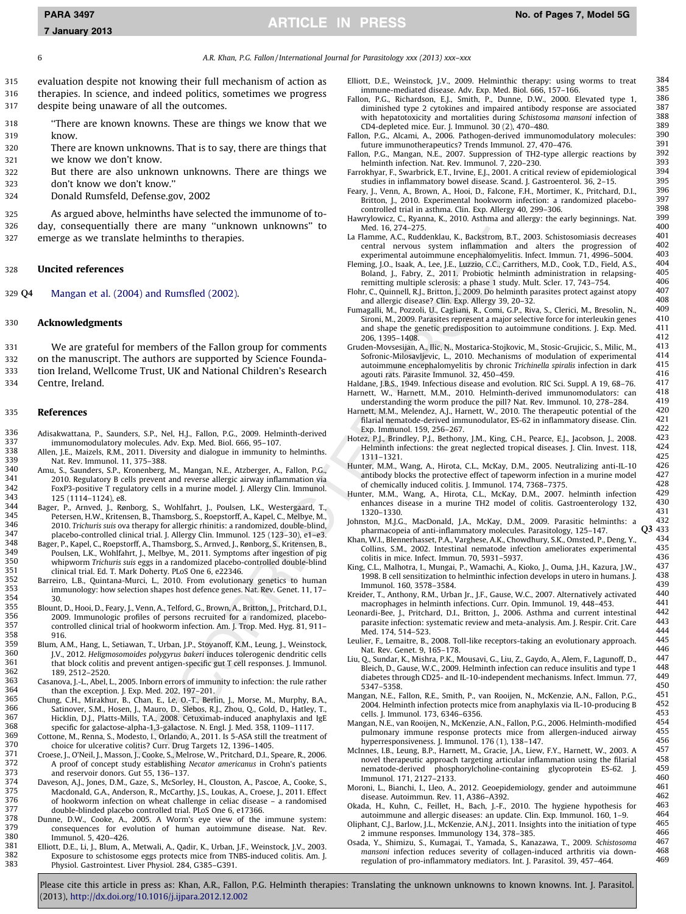evaluation despite not knowing their full mechanism of action as therapies. In science, and indeed politics, sometimes we progress despite being unaware of all the outcomes.

> "There are known knowns. These are things we know that we know.
> There are known unknowns. That is to say, there are things that we know we don't know.
> But there are also unknown unknowns. There are things we don't know we don't know."
> Donald Rumsfeld, Defense.gov, 2002

As argued above, helminths have selected the immunome of today, consequentially there are many "unknown unknowns" to emerge as we translate helminths to therapies.

## Uncited references

Q4 Mangan et al. (2004) and Rumsfled (2002).

## Acknowledgments

We are grateful for members of the Fallon group for comments on the manuscript. The authors are supported by Science Foundation Ireland, Wellcome Trust, UK and National Children's Research Centre, Ireland.

## References

Adisakwattana, P., Saunders, S.P., Nel, H.J., Fallon, P.G., 2009. Helminth-derived immunomodulatory molecules. Adv. Exp. Med. Biol. 666, 95–107.

Allen, J.E., Maizels, R.M., 2011. Diversity and dialogue in immunity to helminths. Nat. Rev. Immunol. 11, 375–388.

Amu, S., Saunders, S.P., Kronenberg, M., Mangan, N.E., Atzberger, A., Fallon, P.G., 2010. Regulatory B cells prevent and reverse allergic airway inflammation via FoxP3-positive T regulatory cells in a murine model. J. Allergy Clin. Immunol. 125 (1114–1124), e8.

Bager, P., Arnved, J., Rønborg, S., Wohlfahrt, J., Poulsen, L.K., Westergaard, T., Petersen, H.W., Kritensen, B., Thamsborg, S., Roepstorff, A., Kapel, C., Melbye, M., 2010. *Trichuris suis* ova therapy for allergic rhinitis: a randomized, double-blind, placebo-controlled clinical trial. J. Allergy Clin. Immunol. 125 (123–30), e1–e3.

Bager, P., Kapel, C., Roepstorff, A., Thamsborg, S., Arnved, J., Rønborg, S., Kristensen, B., Poulsen, L.K., Wohlfahrt, J., Melbye, M., 2011. Symptoms after ingestion of pig whipworm *Trichuris suis* eggs in a randomized placebo-controlled double-blind clinical trial. Ed. T. Mark Doherty. PLoS One 6, e22346.

Barreiro, L.B., Quintana-Murci, L., 2010. From evolutionary genetics to human immunology: how selection shapes host defence genes. Nat. Rev. Genet. 11, 17–30.

Blount, D., Hooi, D., Feary, J., Venn, A., Telford, G., Brown, A., Britton, J., Pritchard, D.I., 2009. Immunologic profiles of persons recruited for a randomized, placebo-controlled clinical trial of hookworm infection. Am. J. Trop. Med. Hyg. 81, 911–916.

Blum, A.M., Hang, L., Setiawan, T., Urban, J.P., Stoyanoff, K.M., Leung, J., Weinstock, J.V., 2012. *Heligmosomoides polygyrus bakeri* induces tolerogenic dendritic cells that block colitis and prevent antigen-specific gut T cell responses. J. Immunol. 189, 2512–2520.

Casanova, J.-L., Abel, L., 2005. Inborn errors of immunity to infection: the rule rather than the exception. J. Exp. Med. 202, 197–201.

Chung, C.H., Mirakhur, B., Chan, E., Le, Q.-T., Berlin, J., Morse, M., Murphy, B.A., Satinover, S.M., Hosen, J., Mauro, D., Slebos, R.J., Zhou, Q., Gold, D., Hatley, T., Hicklin, D.J., Platts-Mills, T.A., 2008. Cetuximab-induced anaphylaxis and IgE specific for galactose-alpha-1,3-galactose. N. Engl. J. Med. 358, 1109–1117.

Cottone, M., Renna, S., Modesto, I., Orlando, A., 2011. Is 5-ASA still the treatment of choice for ulcerative colitis? Curr. Drug Targets 12, 1396–1405.

Croese, J., O'Neil, J., Masson, J., Cooke, S., Melrose, W., Pritchard, D.I., Speare, R., 2006. A proof of concept study establishing *Necator americanus* in Crohn's patients and reservoir donors. Gut 55, 136–137.

Daveson, A.J., Jones, D.M., Gaze, S., McSorley, H., Clouston, A., Pascoe, A., Cooke, S., Macdonald, G.A., Anderson, R., McCarthy, J.S., Loukas, A., Croese, J., 2011. Effect of hookworm infection on wheat challenge in celiac disease – a randomised double-blinded placebo controlled trial. PLoS One 6, e17366.

Dunne, D.W., Cooke, A., 2005. A Worm's eye view of the immune system: consequences for evolution of human autoimmune disease. Nat. Rev. Immunol. 5, 420–426.

Elliott, D.E., Li, J., Blum, A., Metwali, A., Qadir, K., Urban, J.F., Weinstock, J.V., 2003. Exposure to schistosome eggs protects mice from TNBS-induced colitis. Am. J. Physiol. Gastrointest. Liver Physiol. 284, G385–G391.

Elliott, D.E., Weinstock, J.V., 2009. Helminthic therapy: using worms to treat immune-mediated disease. Adv. Exp. Med. Biol. 666, 157–166.

Fallon, P.G., Richardson, E.J., Smith, P., Dunne, D.W., 2000. Elevated type 1, diminished type 2 cytokines and impaired antibody response are associated with hepatotoxicity and mortalities during *Schistosoma mansoni* infection of CD4-depleted mice. Eur. J. Immunol. 30 (2), 470–480.

Fallon, P.G., Alcami, A., 2006. Pathogen-derived immunomodulatory molecules: future immunotherapeutics? Trends Immunol. 27, 470–476.

Fallon, P.G., Mangan, N.E., 2007. Suppression of TH2-type allergic reactions by helminth infection. Nat. Rev. Immunol. 7, 220–230.

Farrokhyar, F., Swarbrick, E.T., Irvine, E.J., 2001. A critical review of epidemiological studies in inflammatory bowel disease. Scand. J. Gastroenterol. 36, 2–15.

Feary, J., Venn, A., Brown, A., Hooi, D., Falcone, F.H., Mortimer, K., Pritchard, D.I., Britton, J., 2010. Experimental hookworm infection: a randomized placebo-controlled trial in asthma. Clin. Exp. Allergy 40, 299–306.

Hawrylowicz, C., Ryanna, K., 2010. Asthma and allergy: the early beginnings. Nat. Med. 16, 274–275.

La Flamme, A.C., Ruddenklau, K., Backstrom, B.T., 2003. Schistosomiasis decreases central nervous system inflammation and alters the progression of experimental autoimmune encephalomyelitis. Infect. Immun. 71, 4996–5004.

Fleming, J.O., Isaak, A., Lee, J.E., Luzzio, C.C., Carrithers, M.D., Cook, T.D., Field, A.S., Boland, J., Fabry, Z., 2011. Probiotic helminth administration in relapsing-remitting multiple sclerosis: a phase 1 study. Mult. Scler. 17, 743–754.

Flohr, C., Quinnell, R.J., Britton, J., 2009. Do helminth parasites protect against atopy and allergic disease? Clin. Exp. Allergy 39, 20–32.

Fumagalli, M., Pozzoli, U., Cagliani, R., Comi, G.P., Riva, S., Clerici, M., Bresolin, N., Sironi, M., 2009. Parasites represent a major selective force for interleukin genes and shape the genetic predisposition to autoimmune conditions. J. Exp. Med. 206, 1395–1408.

Gruden-Movsesijan, A., Ilic, N., Mostarica-Stojkovic, M., Stosic-Grujicic, S., Milic, M., Sofronic-Milosavljevic, L., 2010. Mechanisms of modulation of experimental autoimmune encephalomyelitis by chronic *Trichinella spiralis* infection in dark agouti rats. Parasite Immunol. 32, 450–459.

Haldane, J.B.S., 1949. Infectious disease and evolution. RIC Sci. Suppl. A 19, 68–76.

Harnett, W., Harnett, M.M., 2010. Helminth-derived immunomodulators: can understanding the worm produce the pill? Nat. Rev. Immunol. 10, 278–284.

Harnett, M.M., Melendez, A.J., Harnett, W., 2010. The therapeutic potential of the filarial nematode-derived immunodulator, ES-62 in inflammatory disease. Clin. Exp. Immunol. 159, 256–267.

Hotez, P.J., Brindley, P.J., Bethony, J.M., King, C.H., Pearce, E.J., Jacobson, J., 2008. Helminth infections: the great neglected tropical diseases. J. Clin. Invest. 118, 1311–1321.

Hunter, M.M., Wang, A., Hirota, C.L., McKay, D.M., 2005. Neutralizing anti-IL-10 antibody blocks the protective effect of tapeworm infection in a murine model of chemically induced colitis. J. Immunol. 174, 7368–7375.

Hunter, M.M., Wang, A., Hirota, C.L., McKay, D.M., 2007. helminth infection enhances disease in a murine TH2 model of colitis. Gastroenterology 132, 1320–1330.

Johnston, M.J.G., MacDonald, J.A., McKay, D.M., 2009. Parasitic helminths: a pharmacopeia of anti-inflammatory molecules. Parasitology, 125–147. Q3

Khan, W.I., Blennerhasset, P.A., Varghese, A.K., Chowdhury, S.K., Omsted, P., Deng, Y., Collins, S.M., 2002. Intestinal nematode infection ameliorates experimental colitis in mice. Infect. Immun. 70, 5931–5937.

King, C.L., Malhotra, I., Mungai, P., Wamachi, A., Kioko, J., Ouma, J.H., Kazura, J.W., 1998. B cell sensitization to helminthic infection develops in utero in humans. J. Immunol. 160, 3578–3584.

Kreider, T., Anthony, R.M., Urban Jr., J.F., Gause, W.C., 2007. Alternatively activated macrophages in helminth infections. Curr. Opin. Immunol. 19, 448–453.

Leonardi-Bee, J., Pritchard, D.I., Britton, J., 2006. Asthma and current intestinal parasite infection: systematic review and meta-analysis. Am. J. Respir. Crit. Care Med. 174, 514–523.

Leulier, F., Lemaitre, B., 2008. Toll-like receptors-taking an evolutionary approach. Nat. Rev. Genet. 9, 165–178.

Liu, Q., Sundar, K., Mishra, P.K., Mousavi, G., Liu, Z., Gaydo, A., Alem, F., Lagunoff, D., Bleich, D., Gause, W.C., 2009. Helminth infection can reduce insulitis and type 1 diabetes through CD25- and IL-10-independent mechanisms. Infect. Immun. 77, 5347–5358.

Mangan, N.E., Fallon, R.E., Smith, P., van Rooijen, N., McKenzie, A.N., Fallon, P.G., 2004. Helminth infection protects mice from anaphylaxis via IL-10-producing B cells. J. Immunol. 173, 6346–6356.

Mangan, N.E., van Rooijen, N., McKenzie, A.N., Fallon, P.G., 2006. Helminth-modified pulmonary immune response protects mice from allergen-induced airway hyperresponsiveness. J. Immunol. 176 (1), 138–147.

McInnes, I.B., Leung, B.P., Harnett, M., Gracie, J.A., Liew, F.Y., Harnett, W., 2003. A novel therapeutic approach targeting articular inflammation using the filarial nematode-derived phosphorylcholine-containing glycoprotein ES-62. J. Immunol. 171, 2127–2133.

Moroni, L., Bianchi, I., Lleo, A., 2012. Geoepidemiology, gender and autoimmune disease. Autoimmun. Rev. 11, A386–A392.

Okada, H., Kuhn, C., Feillet, H., Bach, J.-F., 2010. The hygiene hypothesis for autoimmune and allergic diseases: an update. Clin. Exp. Immunol. 160, 1–9.

Oliphant, C.J., Barlow, J.L., McKenzie, A.N.J., 2011. Insights into the initiation of type 2 immune responses. Immunology 134, 378–385.

Osada, Y., Shimizu, S., Kumagai, T., Yamada, S., Kanazawa, T., 2009. *Schistosoma mansoni* infection reduces severity of collagen-induced arthritis via down-regulation of pro-inflammatory mediators. Int. J. Parasitol. 39, 457–464.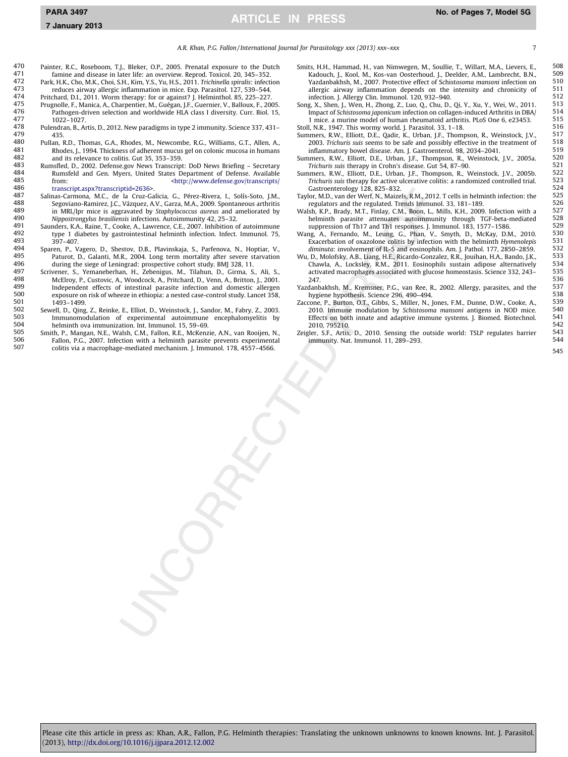Painter, R.C., Roseboom, T.J., Bleker, O.P., 2005. Prenatal exposure to the Dutch famine and disease in later life: an overview. Reprod. Toxicol. 20, 345–352.

Park, H.K., Cho, M.K., Choi, S.H., Kim, Y.S., Yu, H.S., 2011. *Trichinella spiralis*: infection reduces airway allergic inflammation in mice. Exp. Parasitol. 127, 539–544.

Pritchard, D.I., 2011. Worm therapy: for or against? J. Helminthol. 85, 225–227.

Prugnolle, F., Manica, A., Charpentier, M., Guégan, J.F., Guernier, V., Balloux, F., 2005. Pathogen-driven selection and worldwide HLA class I diversity. Curr. Biol. 15, 1022–1027.

Pulendran, B., Artis, D., 2012. New paradigms in type 2 immunity. Science 337, 431–435.

Pullan, R.D., Thomas, G.A., Rhodes, M., Newcombe, R.G., Williams, G.T., Allen, A., Rhodes, J., 1994. Thickness of adherent mucus gel on colonic mucosa in humans and its relevance to colitis. Gut 35, 353–359.

Rumsfled, D., 2002. Defense.gov News Transcript: DoD News Briefing – Secretary Rumsfeld and Gen. Myers, United States Department of Defense. Available from: <http://www.defense.gov/transcripts/transcript.aspx?transcriptid=2636>.

Salinas-Carmona, M.C., de la Cruz-Galicia, G., Pérez-Rivera, I., Solís-Soto, J.M., Segoviano-Ramirez, J.C., Vázquez, A.V., Garza, M.A., 2009. Spontaneous arthritis in MRL/lpr mice is aggravated by *Staphylococcus aureus* and ameliorated by *Nippostrongylus brasiliensis* infections. Autoimmunity 42, 25–32.

Saunders, K.A., Raine, T., Cooke, A., Lawrence, C.E., 2007. Inhibition of autoimmune type 1 diabetes by gastrointestinal helminth infection. Infect. Immunol. 75, 397–407.

Sparen, P., Vagero, D., Shestov, D.B., Plavinskaja, S., Parfenova, N., Hoptiar, V., Paturot, D., Galanti, M.R., 2004. Long term mortality after severe starvation during the siege of Leningrad: prospective cohort study. BMJ 328, 11.

Scrivener, S., Yemaneberhan, H., Zebenigus, M., Tilahun, D., Girma, S., Ali, S., McElroy, P., Custovic, A., Woodcock, A., Pritchard, D., Venn, A., Britton, J., 2001. Independent effects of intestinal parasite infection and domestic allergen exposure on risk of wheeze in ethiopia: a nested case-control study. Lancet 358, 1493–1499.

Sewell, D., Qing, Z., Reinke, E., Elliot, D., Weinstock, J., Sandor, M., Fabry, Z., 2003. Immunomodulation of experimental autoimmune encephalomyelitis by helminth ova immunization. Int. Immunol. 15, 59–69.

Smith, P., Mangan, N.E., Walsh, C.M., Fallon, R.E., McKenzie, A.N., van Rooijen, N., Fallon, P.G., 2007. Infection with a helminth parasite prevents experimental colitis via a macrophage-mediated mechanism. J. Immunol. 178, 4557–4566.

Smits, H.H., Hammad, H., van Nimwegen, M., Soullie, T., Willart, M.A., Lievers, E., Kadouch, J., Kool, M., Kos-van Oosterhoud, J., Deelder, A.M., Lambrecht, B.N., Yazdanbakhsh, M., 2007. Protective effect of *Schistosoma mansoni* infection on allergic airway inflammation depends on the intensity and chronicity of infection. J. Allergy Clin. Immunol. 120, 932–940.

Song, X., Shen, J., Wen, H., Zhong, Z., Luo, Q., Chu, D., Qi, Y., Xu, Y., Wei, W., 2011. Impact of *Schistosoma japonicum* infection on collagen-induced Arthritis in DBA/1 mice. a murine model of human rheumatoid arthritis. PLoS One 6, e23453.

Stoll, N.R., 1947. This wormy world. J. Parasitol. 33, 1–18.

Summers, R.W., Elliott, D.E., Qadir, K., Urban, J.F., Thompson, R., Weinstock, J.V., 2003. *Trichuris suis* seems to be safe and possibly effective in the treatment of inflammatory bowel disease. Am. J. Gastroenterol. 98, 2034–2041.

Summers, R.W., Elliott, D.E., Urban, J.F., Thompson, R., Weinstock, J.V., 2005a. *Trichuris suis* therapy in Crohn's disease. Gut 54, 87–90.

Summers, R.W., Elliott, D.E., Urban, J.F., Thompson, R., Weinstock, J.V., 2005b. *Trichuris suis* therapy for active ulcerative colitis: a randomized controlled trial. Gastroenterology 128, 825–832.

Taylor, M.D., van der Werf, N., Maizels, R.M., 2012. T cells in helminth infection: the regulators and the regulated. Trends Immunol. 33, 181–189.

Walsh, K.P., Brady, M.T., Finlay, C.M., Boon, L., Mills, K.H., 2009. Infection with a helminth parasite attenuates autoimmunity through TGF-beta-mediated suppression of Th17 and Th1 responses. J. Immunol. 183, 1577–1586.

Wang, A., Fernando, M., Leung, G., Phan, V., Smyth, D., McKay, D.M., 2010. Exacerbation of oxazolone colitis by infection with the helminth *Hymenolepis diminuta*: involvement of IL-5 and eosinophils. Am. J. Pathol. 177, 2850–2859.

Wu, D., Molofsky, A.B., Liang, H.E., Ricardo-Gonzalez, R.R., Jouihan, H.A., Bando, J.K., Chawla, A., Locksley, R.M., 2011. Eosinophils sustain adipose alternatively activated macrophages associated with glucose homeostasis. Science 332, 243–247.

Yazdanbakhsh, M., Kremsner, P.G., van Ree, R., 2002. Allergy, parasites, and the hygiene hypothesis. Science 296, 490–494.

Zaccone, P., Burton, O.T., Gibbs, S., Miller, N., Jones, F.M., Dunne, D.W., Cooke, A., 2010. Immune modulation by *Schistosoma mansoni* antigens in NOD mice. Effects on both innate and adaptive immune systems. J. Biomed. Biotechnol. 2010, 795210.

Zeigler, S.F., Artis, D., 2010. Sensing the outside world: TSLP regulates barrier immunity. Nat. Immunol. 11, 289–293.